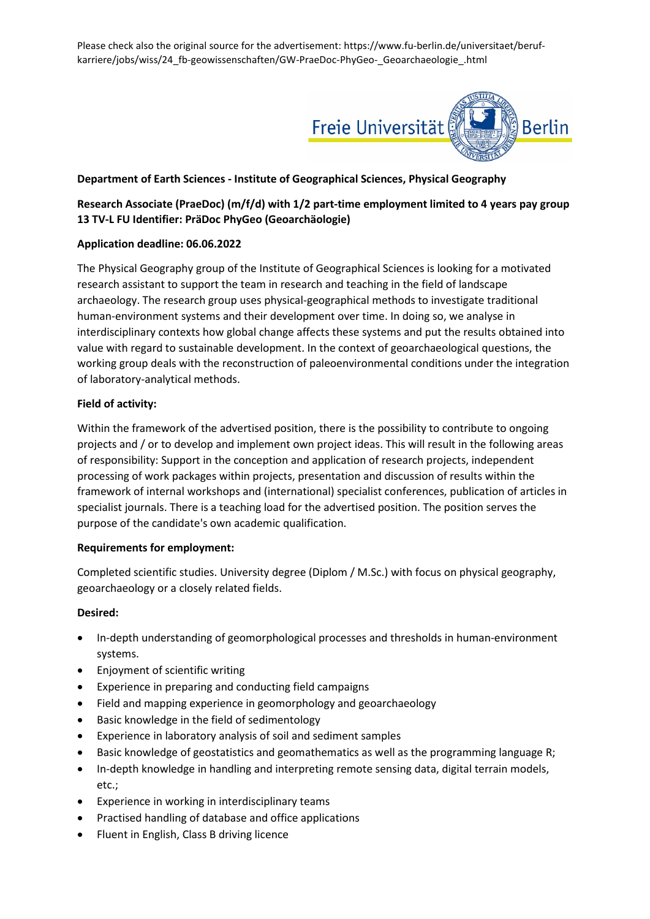Please check also the original source for the advertisement: https://www.fu-berlin.de/universitaet/beruf-karriere/jobs/wiss/24_fb-geowissenschaften/GW-PraeDoc-PhyGeo-_Geoarchaeologie_.html

Freie Universität Berlin

**Department of Earth Sciences - Institute of Geographical Sciences, Physical Geography**

**Research Associate (PraeDoc) (m/f/d) with 1/2 part-time employment limited to 4 years pay group 13 TV-L FU Identifier: PräDoc PhyGeo (Geoarchäologie)**

**Application deadline: 06.06.2022**

The Physical Geography group of the Institute of Geographical Sciences is looking for a motivated research assistant to support the team in research and teaching in the field of landscape archaeology. The research group uses physical-geographical methods to investigate traditional human-environment systems and their development over time. In doing so, we analyse in interdisciplinary contexts how global change affects these systems and put the results obtained into value with regard to sustainable development. In the context of geoarchaeological questions, the working group deals with the reconstruction of paleoenvironmental conditions under the integration of laboratory-analytical methods.

**Field of activity:**

Within the framework of the advertised position, there is the possibility to contribute to ongoing projects and / or to develop and implement own project ideas. This will result in the following areas of responsibility: Support in the conception and application of research projects, independent processing of work packages within projects, presentation and discussion of results within the framework of internal workshops and (international) specialist conferences, publication of articles in specialist journals. There is a teaching load for the advertised position. The position serves the purpose of the candidate's own academic qualification.

**Requirements for employment:**

Completed scientific studies. University degree (Diplom / M.Sc.) with focus on physical geography, geoarchaeology or a closely related fields.

**Desired:**

- In-depth understanding of geomorphological processes and thresholds in human-environment systems.
- Enjoyment of scientific writing
- Experience in preparing and conducting field campaigns
- Field and mapping experience in geomorphology and geoarchaeology
- Basic knowledge in the field of sedimentology
- Experience in laboratory analysis of soil and sediment samples
- Basic knowledge of geostatistics and geomathematics as well as the programming language R;
- In-depth knowledge in handling and interpreting remote sensing data, digital terrain models, etc.;
- Experience in working in interdisciplinary teams
- Practised handling of database and office applications
- Fluent in English, Class B driving licence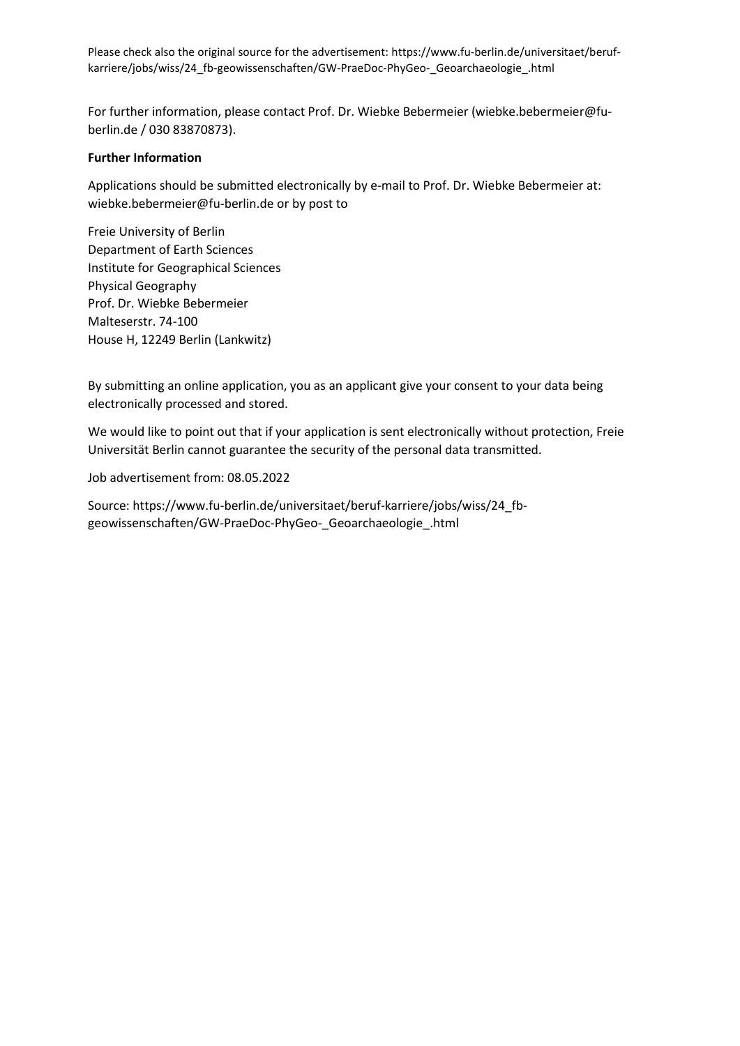Please check also the original source for the advertisement: https://www.fu-berlin.de/universitaet/beruf-karriere/jobs/wiss/24_fb-geowissenschaften/GW-PraeDoc-PhyGeo-_Geoarchaeologie_.html

For further information, please contact Prof. Dr. Wiebke Bebermeier (wiebke.bebermeier@fu-berlin.de / 030 83870873).

**Further Information**

Applications should be submitted electronically by e-mail to Prof. Dr. Wiebke Bebermeier at: wiebke.bebermeier@fu-berlin.de or by post to

Freie University of Berlin
Department of Earth Sciences
Institute for Geographical Sciences
Physical Geography
Prof. Dr. Wiebke Bebermeier
Malteserstr. 74-100
House H, 12249 Berlin (Lankwitz)

By submitting an online application, you as an applicant give your consent to your data being electronically processed and stored.

We would like to point out that if your application is sent electronically without protection, Freie Universität Berlin cannot guarantee the security of the personal data transmitted.

Job advertisement from: 08.05.2022

Source: https://www.fu-berlin.de/universitaet/beruf-karriere/jobs/wiss/24_fb-geowissenschaften/GW-PraeDoc-PhyGeo-_Geoarchaeologie_.html